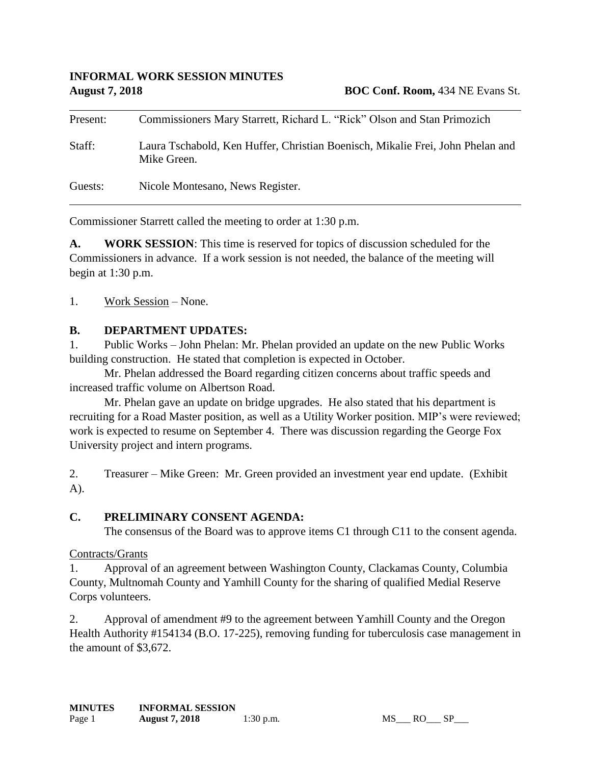**INFORMAL WORK SESSION MINUTES**
**August 7, 2018** **BOC Conf. Room,** 434 NE Evans St.

| | |
|---|---|
| Present: | Commissioners Mary Starrett, Richard L. "Rick" Olson and Stan Primozich |
| Staff: | Laura Tschabold, Ken Huffer, Christian Boenisch, Mikalie Frei, John Phelan and Mike Green. |
| Guests: | Nicole Montesano, News Register. |

Commissioner Starrett called the meeting to order at 1:30 p.m.

**A. WORK SESSION**: This time is reserved for topics of discussion scheduled for the Commissioners in advance. If a work session is not needed, the balance of the meeting will begin at 1:30 p.m.

1. Work Session – None.

**B. DEPARTMENT UPDATES:**

1. Public Works – John Phelan: Mr. Phelan provided an update on the new Public Works building construction. He stated that completion is expected in October.

Mr. Phelan addressed the Board regarding citizen concerns about traffic speeds and increased traffic volume on Albertson Road.

Mr. Phelan gave an update on bridge upgrades. He also stated that his department is recruiting for a Road Master position, as well as a Utility Worker position. MIP's were reviewed; work is expected to resume on September 4. There was discussion regarding the George Fox University project and intern programs.

2. Treasurer – Mike Green: Mr. Green provided an investment year end update. (Exhibit A).

**C. PRELIMINARY CONSENT AGENDA:**

The consensus of the Board was to approve items C1 through C11 to the consent agenda.

Contracts/Grants

1. Approval of an agreement between Washington County, Clackamas County, Columbia County, Multnomah County and Yamhill County for the sharing of qualified Medial Reserve Corps volunteers.

2. Approval of amendment #9 to the agreement between Yamhill County and the Oregon Health Authority #154134 (B.O. 17-225), removing funding for tuberculosis case management in the amount of $3,672.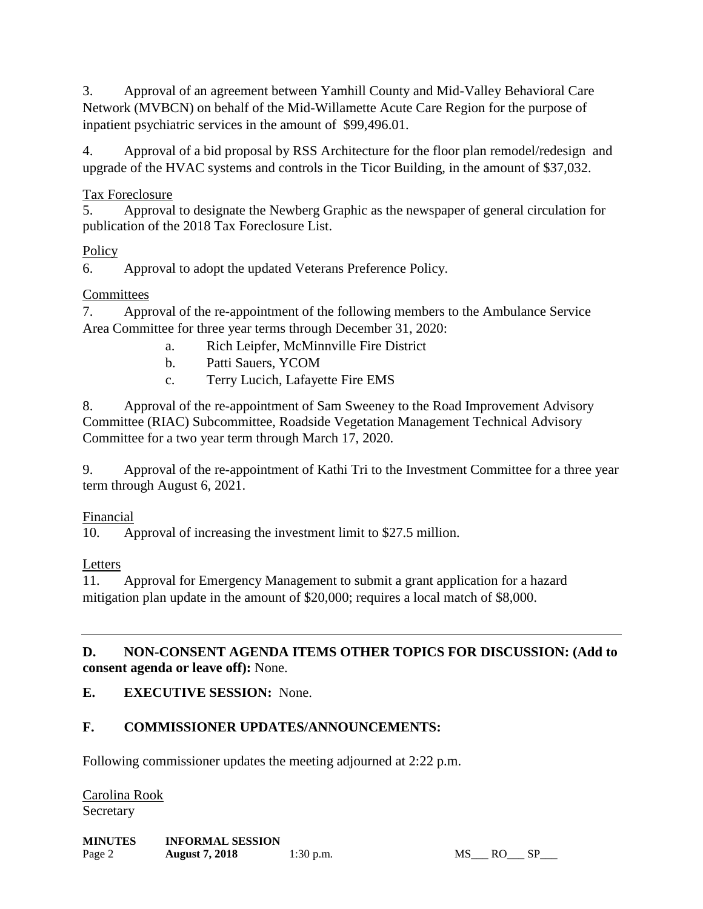3. Approval of an agreement between Yamhill County and Mid-Valley Behavioral Care Network (MVBCN) on behalf of the Mid-Willamette Acute Care Region for the purpose of inpatient psychiatric services in the amount of $99,496.01.

4. Approval of a bid proposal by RSS Architecture for the floor plan remodel/redesign and upgrade of the HVAC systems and controls in the Ticor Building, in the amount of $37,032.

Tax Foreclosure

5. Approval to designate the Newberg Graphic as the newspaper of general circulation for publication of the 2018 Tax Foreclosure List.

Policy

6. Approval to adopt the updated Veterans Preference Policy.

Committees

7. Approval of the re-appointment of the following members to the Ambulance Service Area Committee for three year terms through December 31, 2020:

   a. Rich Leipfer, McMinnville Fire District
   b. Patti Sauers, YCOM
   c. Terry Lucich, Lafayette Fire EMS

8. Approval of the re-appointment of Sam Sweeney to the Road Improvement Advisory Committee (RIAC) Subcommittee, Roadside Vegetation Management Technical Advisory Committee for a two year term through March 17, 2020.

9. Approval of the re-appointment of Kathi Tri to the Investment Committee for a three year term through August 6, 2021.

Financial

10. Approval of increasing the investment limit to $27.5 million.

Letters

11. Approval for Emergency Management to submit a grant application for a hazard mitigation plan update in the amount of $20,000; requires a local match of $8,000.

---

**D. NON-CONSENT AGENDA ITEMS OTHER TOPICS FOR DISCUSSION: (Add to consent agenda or leave off):** None.

**E. EXECUTIVE SESSION:** None.

**F. COMMISSIONER UPDATES/ANNOUNCEMENTS:**

Following commissioner updates the meeting adjourned at 2:22 p.m.

Carolina Rook
Secretary